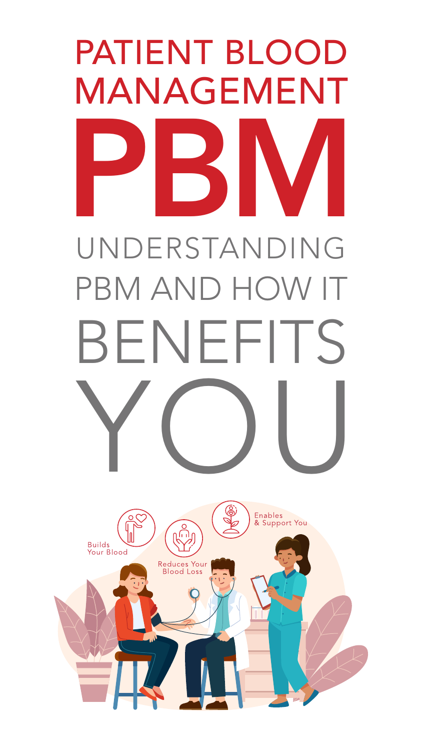# PATIENT BLOOD MANAGEMENT

# PBM

## UNDERSTANDING PBM AND HOW IT BENEFITS YOU

Builds Your Blood

Reduces Your Blood Loss

Enables & Support You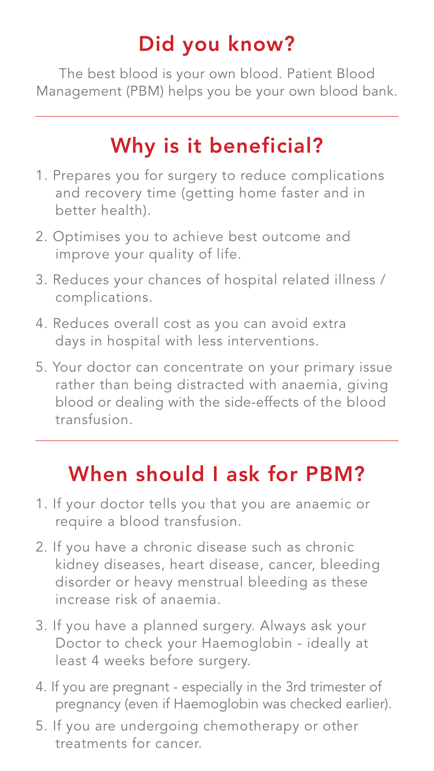## Did you know?

The best blood is your own blood. Patient Blood Management (PBM) helps you be your own blood bank.

---

## Why is it beneficial?

1. Prepares you for surgery to reduce complications and recovery time (getting home faster and in better health).
2. Optimises you to achieve best outcome and improve your quality of life.
3. Reduces your chances of hospital related illness / complications.
4. Reduces overall cost as you can avoid extra days in hospital with less interventions.
5. Your doctor can concentrate on your primary issue rather than being distracted with anaemia, giving blood or dealing with the side-effects of the blood transfusion.

---

## When should I ask for PBM?

1. If your doctor tells you that you are anaemic or require a blood transfusion.
2. If you have a chronic disease such as chronic kidney diseases, heart disease, cancer, bleeding disorder or heavy menstrual bleeding as these increase risk of anaemia.
3. If you have a planned surgery. Always ask your Doctor to check your Haemoglobin - ideally at least 4 weeks before surgery.
4. If you are pregnant - especially in the 3rd trimester of pregnancy (even if Haemoglobin was checked earlier).
5. If you are undergoing chemotherapy or other treatments for cancer.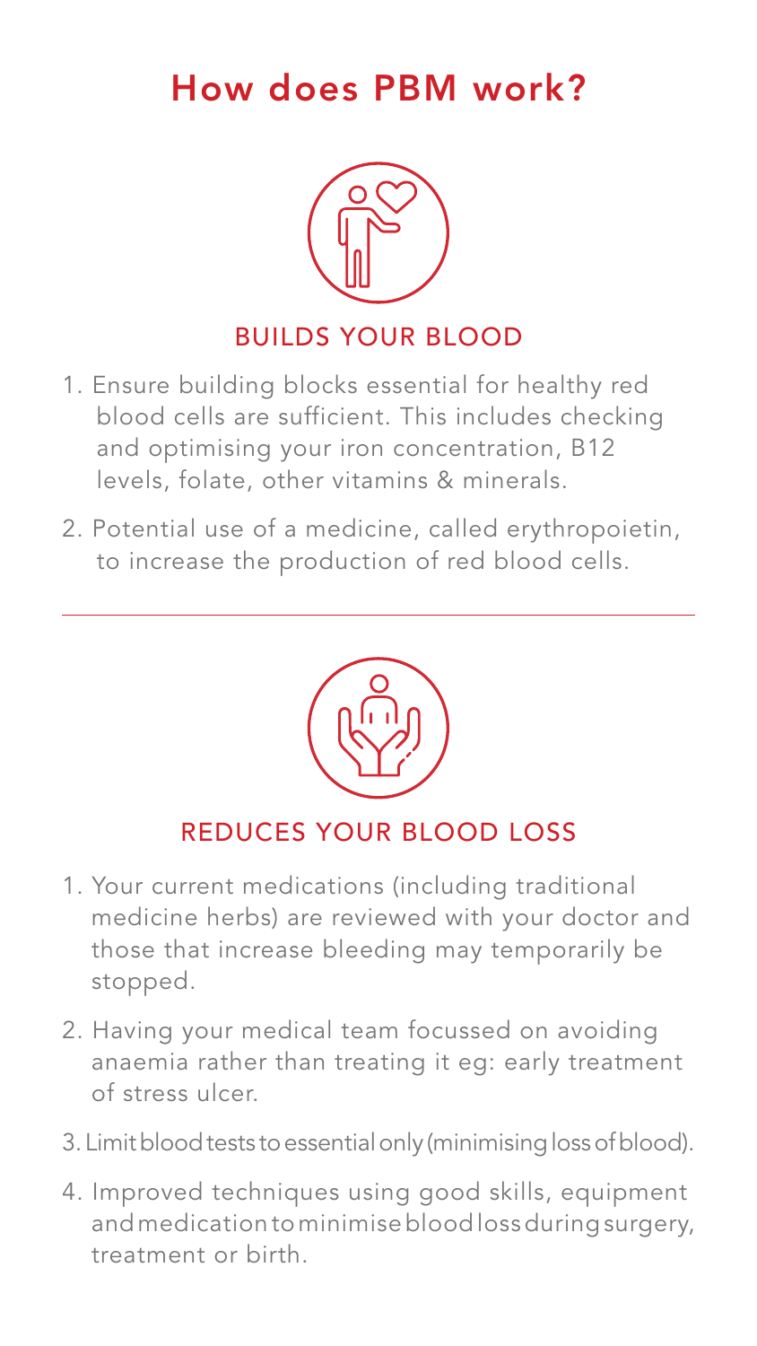# How does PBM work?

## BUILDS YOUR BLOOD

1. Ensure building blocks essential for healthy red blood cells are sufficient. This includes checking and optimising your iron concentration, B12 levels, folate, other vitamins & minerals.
2. Potential use of a medicine, called erythropoietin, to increase the production of red blood cells.

---

## REDUCES YOUR BLOOD LOSS

1. Your current medications (including traditional medicine herbs) are reviewed with your doctor and those that increase bleeding may temporarily be stopped.
2. Having your medical team focussed on avoiding anaemia rather than treating it eg: early treatment of stress ulcer.
3. Limit blood tests to essential only (minimising loss of blood).
4. Improved techniques using good skills, equipment and medication to minimise blood loss during surgery, treatment or birth.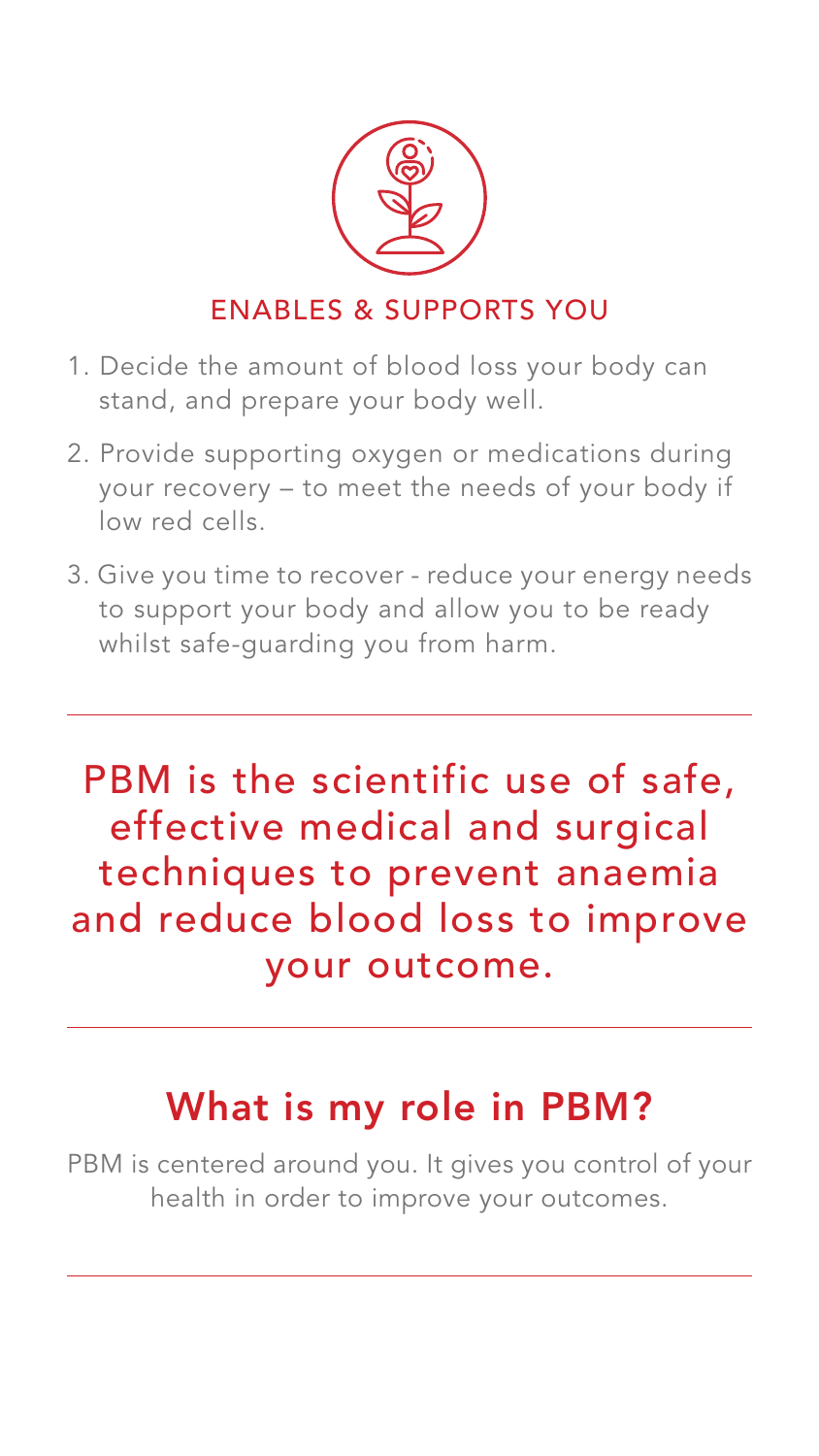## ENABLES & SUPPORTS YOU

1. Decide the amount of blood loss your body can stand, and prepare your body well.
2. Provide supporting oxygen or medications during your recovery – to meet the needs of your body if low red cells.
3. Give you time to recover - reduce your energy needs to support your body and allow you to be ready whilst safe-guarding you from harm.

---

PBM is the scientific use of safe, effective medical and surgical techniques to prevent anaemia and reduce blood loss to improve your outcome.

---

## What is my role in PBM?

PBM is centered around you. It gives you control of your health in order to improve your outcomes.

---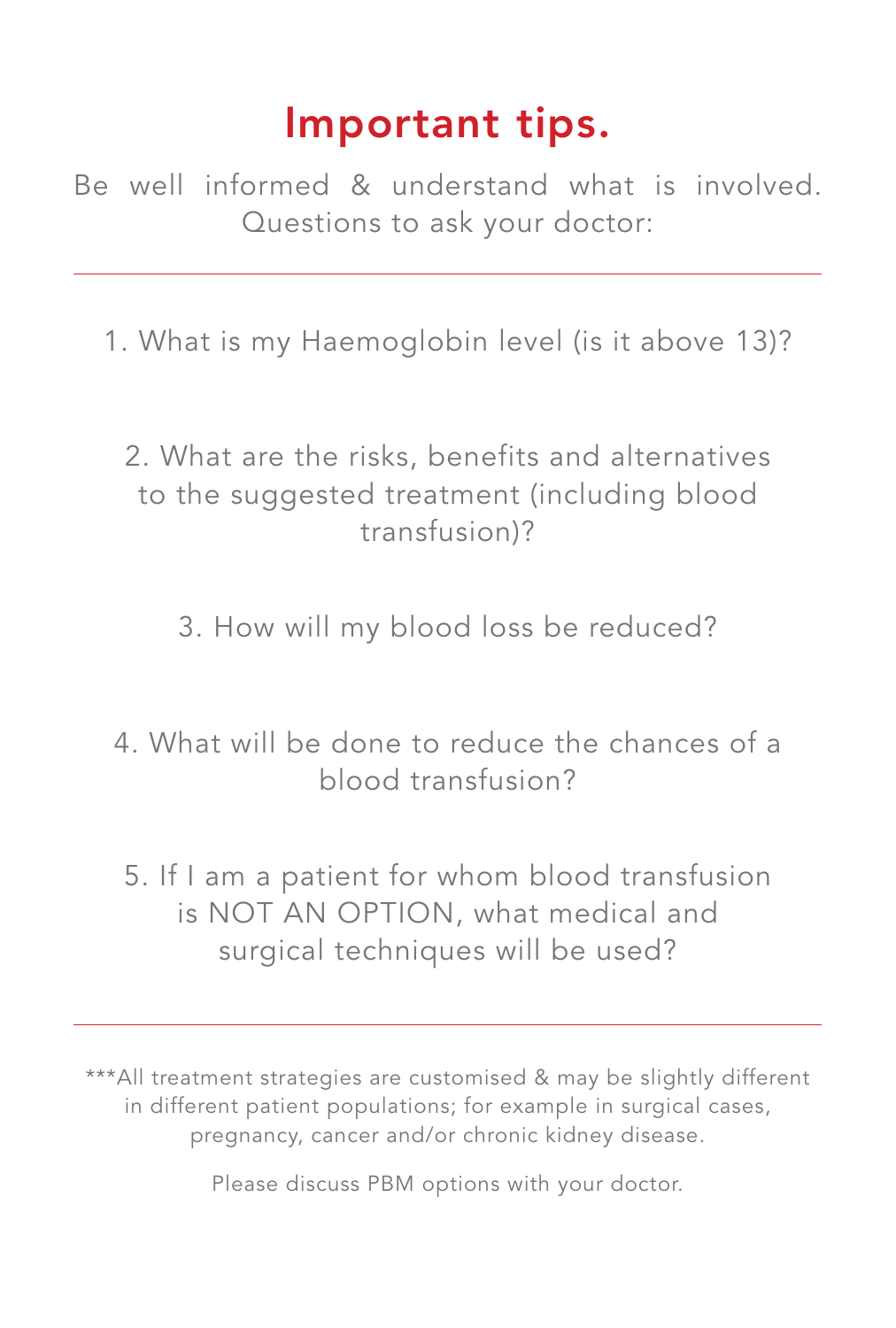# Important tips.

Be well informed & understand what is involved. Questions to ask your doctor:

---

1. What is my Haemoglobin level (is it above 13)?

2. What are the risks, benefits and alternatives to the suggested treatment (including blood transfusion)?

3. How will my blood loss be reduced?

4. What will be done to reduce the chances of a blood transfusion?

5. If I am a patient for whom blood transfusion is NOT AN OPTION, what medical and surgical techniques will be used?

---

***All treatment strategies are customised & may be slightly different in different patient populations; for example in surgical cases, pregnancy, cancer and/or chronic kidney disease.

Please discuss PBM options with your doctor.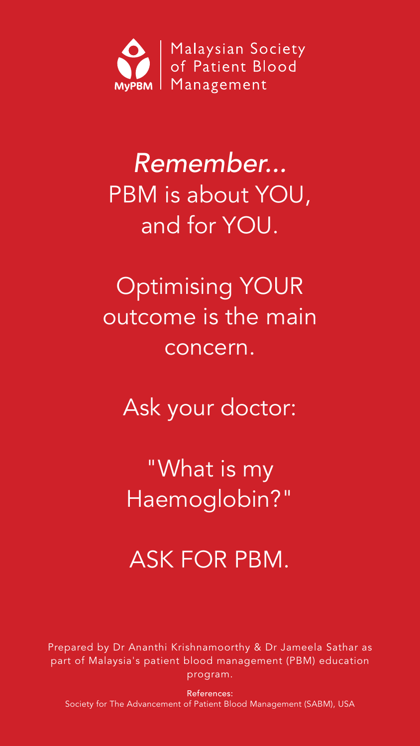Malaysian Society of Patient Blood Management

MyPBM

*Remember...*

PBM is about YOU, and for YOU.

Optimising YOUR outcome is the main concern.

Ask your doctor:

"What is my Haemoglobin?"

ASK FOR PBM.

Prepared by Dr Ananthi Krishnamoorthy & Dr Jameela Sathar as part of Malaysia's patient blood management (PBM) education program.

References:
Society for The Advancement of Patient Blood Management (SABM), USA